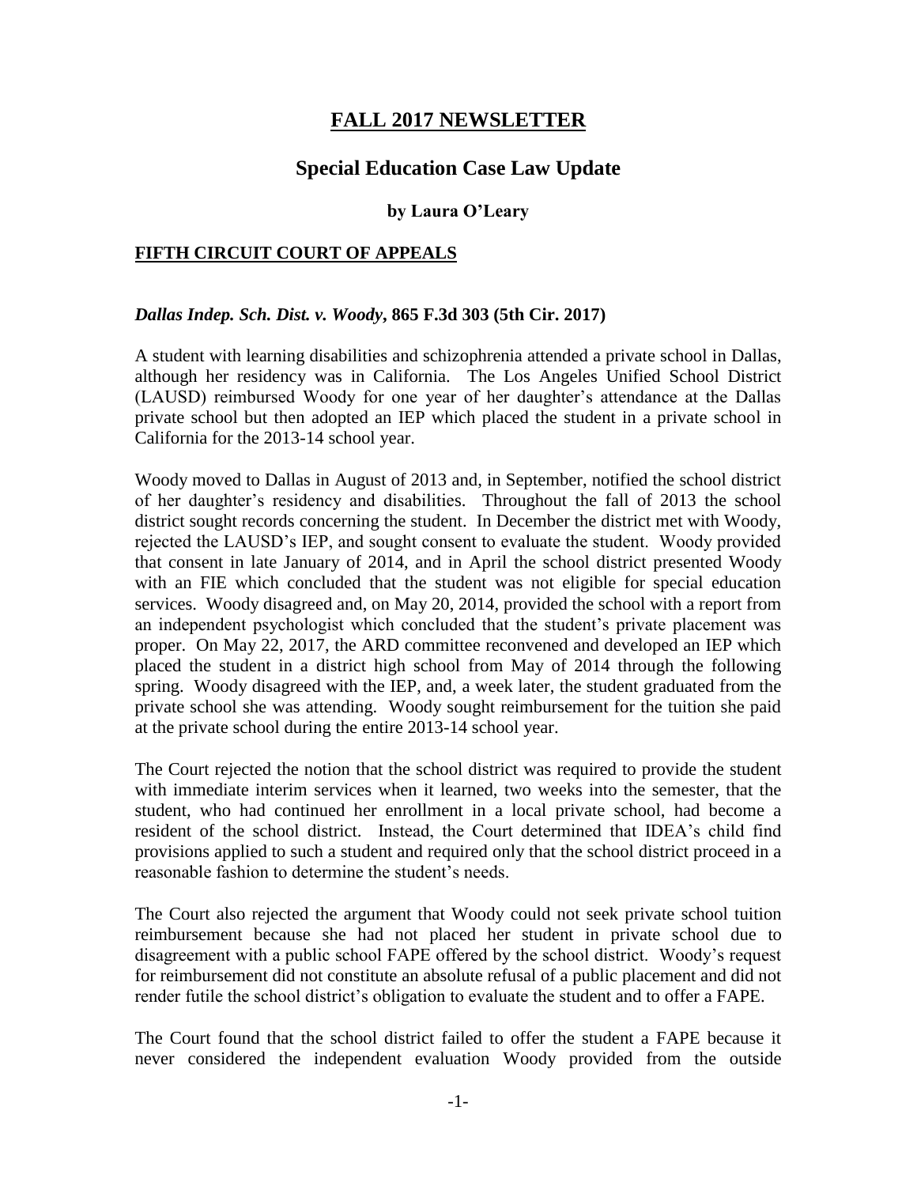# FALL 2017 NEWSLETTER

## Special Education Case Law Update

### by Laura O'Leary

## FIFTH CIRCUIT COURT OF APPEALS

***Dallas Indep. Sch. Dist. v. Woody*, 865 F.3d 303 (5th Cir. 2017)**

A student with learning disabilities and schizophrenia attended a private school in Dallas, although her residency was in California. The Los Angeles Unified School District (LAUSD) reimbursed Woody for one year of her daughter's attendance at the Dallas private school but then adopted an IEP which placed the student in a private school in California for the 2013-14 school year.

Woody moved to Dallas in August of 2013 and, in September, notified the school district of her daughter's residency and disabilities. Throughout the fall of 2013 the school district sought records concerning the student. In December the district met with Woody, rejected the LAUSD's IEP, and sought consent to evaluate the student. Woody provided that consent in late January of 2014, and in April the school district presented Woody with an FIE which concluded that the student was not eligible for special education services. Woody disagreed and, on May 20, 2014, provided the school with a report from an independent psychologist which concluded that the student's private placement was proper. On May 22, 2017, the ARD committee reconvened and developed an IEP which placed the student in a district high school from May of 2014 through the following spring. Woody disagreed with the IEP, and, a week later, the student graduated from the private school she was attending. Woody sought reimbursement for the tuition she paid at the private school during the entire 2013-14 school year.

The Court rejected the notion that the school district was required to provide the student with immediate interim services when it learned, two weeks into the semester, that the student, who had continued her enrollment in a local private school, had become a resident of the school district. Instead, the Court determined that IDEA's child find provisions applied to such a student and required only that the school district proceed in a reasonable fashion to determine the student's needs.

The Court also rejected the argument that Woody could not seek private school tuition reimbursement because she had not placed her student in private school due to disagreement with a public school FAPE offered by the school district. Woody's request for reimbursement did not constitute an absolute refusal of a public placement and did not render futile the school district's obligation to evaluate the student and to offer a FAPE.

The Court found that the school district failed to offer the student a FAPE because it never considered the independent evaluation Woody provided from the outside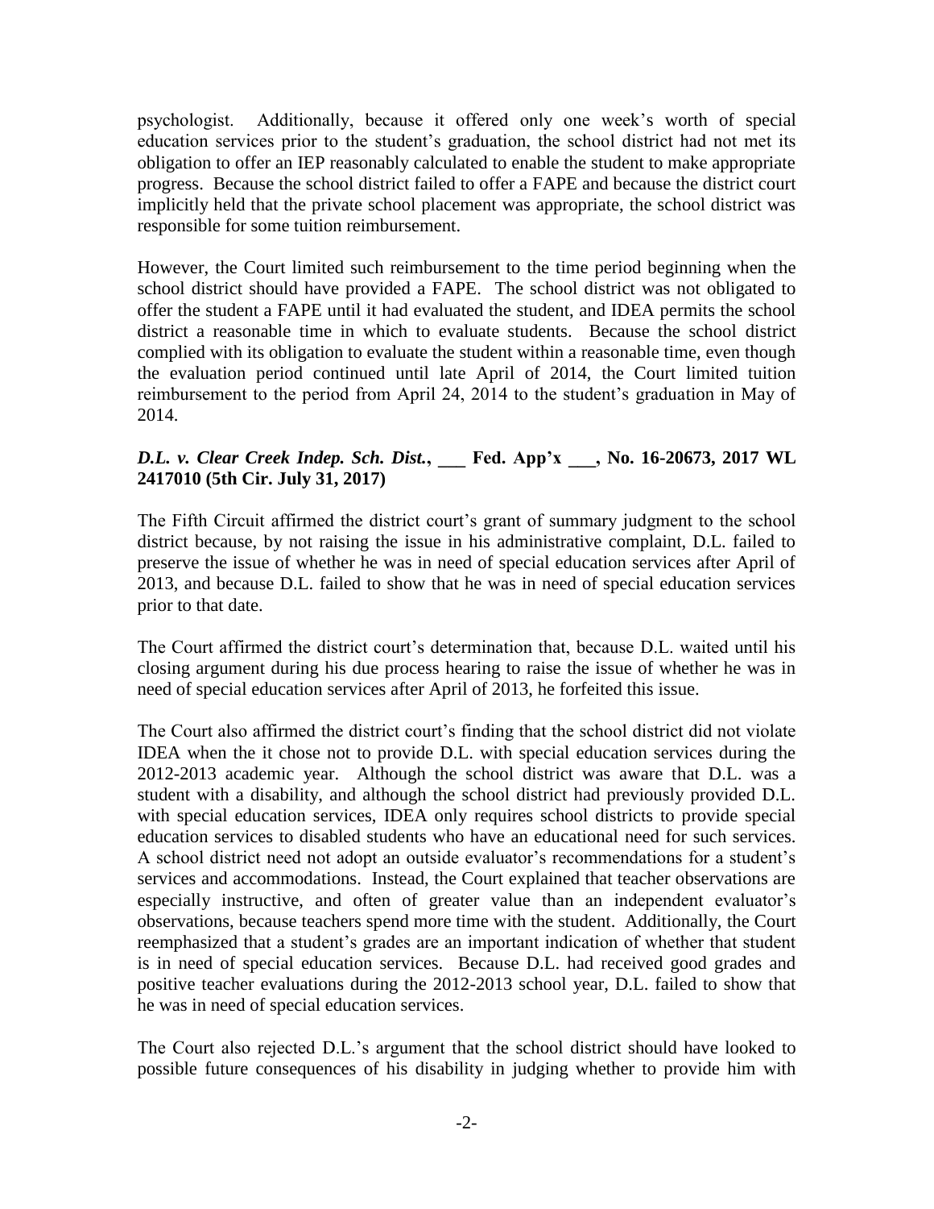psychologist. Additionally, because it offered only one week's worth of special education services prior to the student's graduation, the school district had not met its obligation to offer an IEP reasonably calculated to enable the student to make appropriate progress. Because the school district failed to offer a FAPE and because the district court implicitly held that the private school placement was appropriate, the school district was responsible for some tuition reimbursement.

However, the Court limited such reimbursement to the time period beginning when the school district should have provided a FAPE. The school district was not obligated to offer the student a FAPE until it had evaluated the student, and IDEA permits the school district a reasonable time in which to evaluate students. Because the school district complied with its obligation to evaluate the student within a reasonable time, even though the evaluation period continued until late April of 2014, the Court limited tuition reimbursement to the period from April 24, 2014 to the student's graduation in May of 2014.

### ***D.L. v. Clear Creek Indep. Sch. Dist.*, ___ Fed. App'x ___, No. 16-20673, 2017 WL 2417010 (5th Cir. July 31, 2017)**

The Fifth Circuit affirmed the district court's grant of summary judgment to the school district because, by not raising the issue in his administrative complaint, D.L. failed to preserve the issue of whether he was in need of special education services after April of 2013, and because D.L. failed to show that he was in need of special education services prior to that date.

The Court affirmed the district court's determination that, because D.L. waited until his closing argument during his due process hearing to raise the issue of whether he was in need of special education services after April of 2013, he forfeited this issue.

The Court also affirmed the district court's finding that the school district did not violate IDEA when the it chose not to provide D.L. with special education services during the 2012-2013 academic year. Although the school district was aware that D.L. was a student with a disability, and although the school district had previously provided D.L. with special education services, IDEA only requires school districts to provide special education services to disabled students who have an educational need for such services. A school district need not adopt an outside evaluator's recommendations for a student's services and accommodations. Instead, the Court explained that teacher observations are especially instructive, and often of greater value than an independent evaluator's observations, because teachers spend more time with the student. Additionally, the Court reemphasized that a student's grades are an important indication of whether that student is in need of special education services. Because D.L. had received good grades and positive teacher evaluations during the 2012-2013 school year, D.L. failed to show that he was in need of special education services.

The Court also rejected D.L.'s argument that the school district should have looked to possible future consequences of his disability in judging whether to provide him with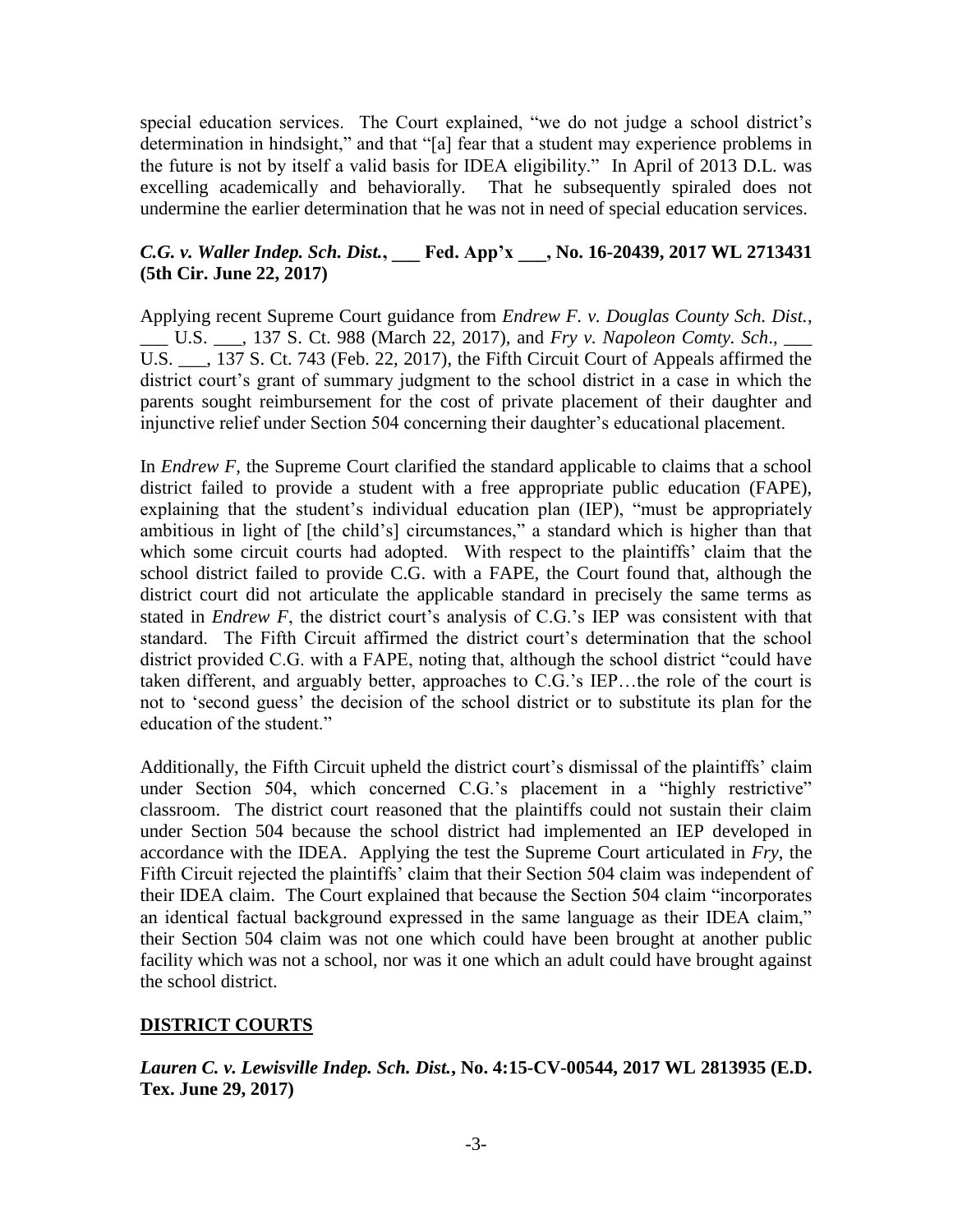special education services. The Court explained, "we do not judge a school district's determination in hindsight," and that "[a] fear that a student may experience problems in the future is not by itself a valid basis for IDEA eligibility." In April of 2013 D.L. was excelling academically and behaviorally. That he subsequently spiraled does not undermine the earlier determination that he was not in need of special education services.

***C.G. v. Waller Indep. Sch. Dist.*, ___ Fed. App'x ___, No. 16-20439, 2017 WL 2713431 (5th Cir. June 22, 2017)**

Applying recent Supreme Court guidance from *Endrew F. v. Douglas County Sch. Dist.*, ___ U.S. ___, 137 S. Ct. 988 (March 22, 2017), and *Fry v. Napoleon Comty. Sch*., ___ U.S. ___, 137 S. Ct. 743 (Feb. 22, 2017), the Fifth Circuit Court of Appeals affirmed the district court's grant of summary judgment to the school district in a case in which the parents sought reimbursement for the cost of private placement of their daughter and injunctive relief under Section 504 concerning their daughter's educational placement.

In *Endrew F*, the Supreme Court clarified the standard applicable to claims that a school district failed to provide a student with a free appropriate public education (FAPE), explaining that the student's individual education plan (IEP), "must be appropriately ambitious in light of [the child's] circumstances," a standard which is higher than that which some circuit courts had adopted. With respect to the plaintiffs' claim that the school district failed to provide C.G. with a FAPE, the Court found that, although the district court did not articulate the applicable standard in precisely the same terms as stated in *Endrew F*, the district court's analysis of C.G.'s IEP was consistent with that standard. The Fifth Circuit affirmed the district court's determination that the school district provided C.G. with a FAPE, noting that, although the school district "could have taken different, and arguably better, approaches to C.G.'s IEP…the role of the court is not to 'second guess' the decision of the school district or to substitute its plan for the education of the student."

Additionally, the Fifth Circuit upheld the district court's dismissal of the plaintiffs' claim under Section 504, which concerned C.G.'s placement in a "highly restrictive" classroom. The district court reasoned that the plaintiffs could not sustain their claim under Section 504 because the school district had implemented an IEP developed in accordance with the IDEA. Applying the test the Supreme Court articulated in *Fry*, the Fifth Circuit rejected the plaintiffs' claim that their Section 504 claim was independent of their IDEA claim. The Court explained that because the Section 504 claim "incorporates an identical factual background expressed in the same language as their IDEA claim," their Section 504 claim was not one which could have been brought at another public facility which was not a school, nor was it one which an adult could have brought against the school district.

## DISTRICT COURTS

***Lauren C. v. Lewisville Indep. Sch. Dist.*, No. 4:15-CV-00544, 2017 WL 2813935 (E.D. Tex. June 29, 2017)**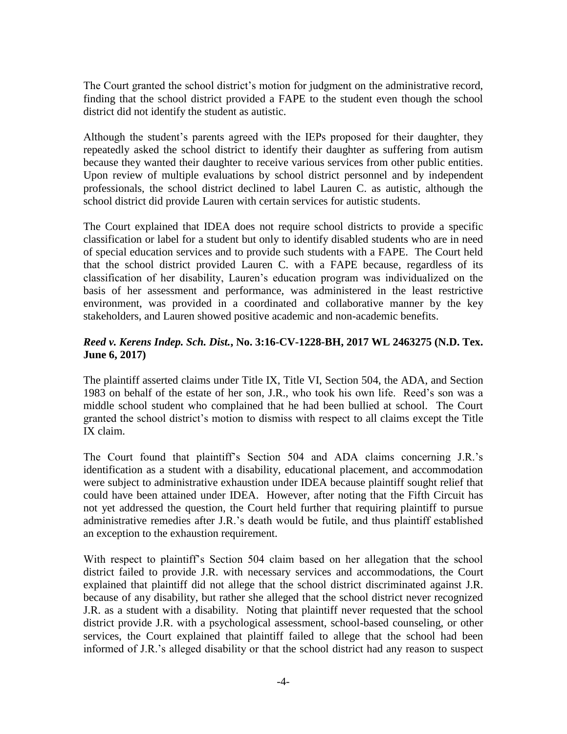The Court granted the school district's motion for judgment on the administrative record, finding that the school district provided a FAPE to the student even though the school district did not identify the student as autistic.

Although the student's parents agreed with the IEPs proposed for their daughter, they repeatedly asked the school district to identify their daughter as suffering from autism because they wanted their daughter to receive various services from other public entities. Upon review of multiple evaluations by school district personnel and by independent professionals, the school district declined to label Lauren C. as autistic, although the school district did provide Lauren with certain services for autistic students.

The Court explained that IDEA does not require school districts to provide a specific classification or label for a student but only to identify disabled students who are in need of special education services and to provide such students with a FAPE. The Court held that the school district provided Lauren C. with a FAPE because, regardless of its classification of her disability, Lauren's education program was individualized on the basis of her assessment and performance, was administered in the least restrictive environment, was provided in a coordinated and collaborative manner by the key stakeholders, and Lauren showed positive academic and non-academic benefits.

### ***Reed v. Kerens Indep. Sch. Dist.*, No. 3:16-CV-1228-BH, 2017 WL 2463275 (N.D. Tex. June 6, 2017)**

The plaintiff asserted claims under Title IX, Title VI, Section 504, the ADA, and Section 1983 on behalf of the estate of her son, J.R., who took his own life. Reed's son was a middle school student who complained that he had been bullied at school. The Court granted the school district's motion to dismiss with respect to all claims except the Title IX claim.

The Court found that plaintiff's Section 504 and ADA claims concerning J.R.'s identification as a student with a disability, educational placement, and accommodation were subject to administrative exhaustion under IDEA because plaintiff sought relief that could have been attained under IDEA. However, after noting that the Fifth Circuit has not yet addressed the question, the Court held further that requiring plaintiff to pursue administrative remedies after J.R.'s death would be futile, and thus plaintiff established an exception to the exhaustion requirement.

With respect to plaintiff's Section 504 claim based on her allegation that the school district failed to provide J.R. with necessary services and accommodations, the Court explained that plaintiff did not allege that the school district discriminated against J.R. because of any disability, but rather she alleged that the school district never recognized J.R. as a student with a disability. Noting that plaintiff never requested that the school district provide J.R. with a psychological assessment, school-based counseling, or other services, the Court explained that plaintiff failed to allege that the school had been informed of J.R.'s alleged disability or that the school district had any reason to suspect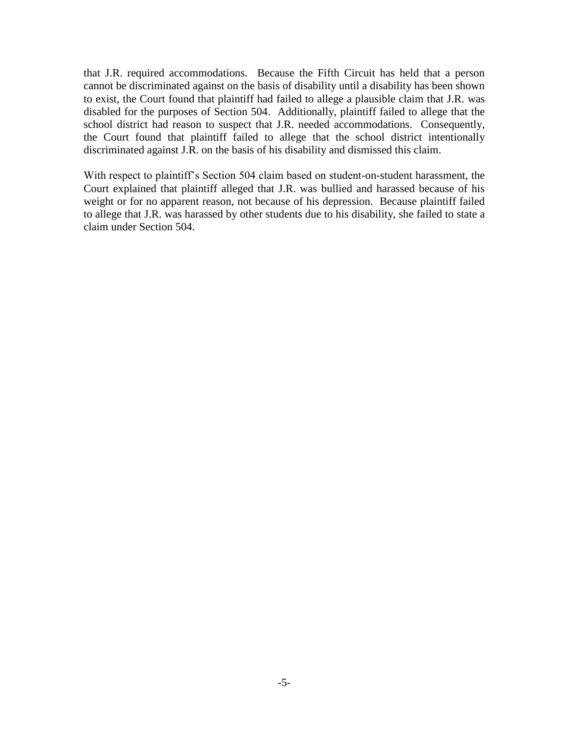that J.R. required accommodations. Because the Fifth Circuit has held that a person cannot be discriminated against on the basis of disability until a disability has been shown to exist, the Court found that plaintiff had failed to allege a plausible claim that J.R. was disabled for the purposes of Section 504. Additionally, plaintiff failed to allege that the school district had reason to suspect that J.R. needed accommodations. Consequently, the Court found that plaintiff failed to allege that the school district intentionally discriminated against J.R. on the basis of his disability and dismissed this claim.

With respect to plaintiff's Section 504 claim based on student-on-student harassment, the Court explained that plaintiff alleged that J.R. was bullied and harassed because of his weight or for no apparent reason, not because of his depression. Because plaintiff failed to allege that J.R. was harassed by other students due to his disability, she failed to state a claim under Section 504.